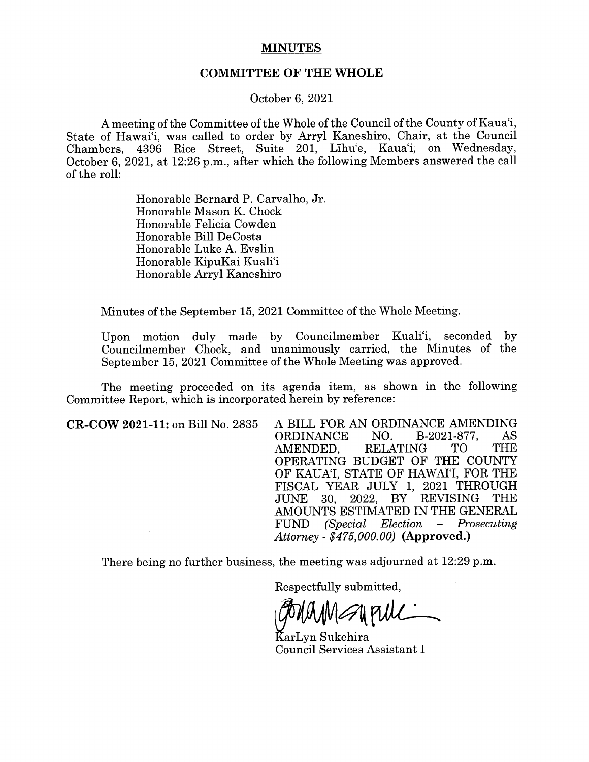# MINUTES

## COMMITTEE OF THE WHOLE

October 6, 2021

A meeting of the Committee of the Whole of the Council of the County of Kaua'i, State of Hawai'i, was called to order by Arryl Kaneshiro, Chair, at the Council Chambers, 4396 Rice Street, Suite 201, Līhu'e, Kaua'i, on Wednesday, October 6, 2021, at 12:26 p.m., after which the following Members answered the call of the roll:

Honorable Bernard P. Carvalho, Jr.
Honorable Mason K. Chock
Honorable Felicia Cowden
Honorable Bill DeCosta
Honorable Luke A. Evslin
Honorable KipuKai Kuali'i
Honorable Arryl Kaneshiro

Minutes of the September 15, 2021 Committee of the Whole Meeting.

Upon motion duly made by Councilmember Kuali'i, seconded by Councilmember Chock, and unanimously carried, the Minutes of the September 15, 2021 Committee of the Whole Meeting was approved.

The meeting proceeded on its agenda item, as shown in the following Committee Report, which is incorporated herein by reference:

**CR-COW 2021-11:** on Bill No. 2835 A BILL FOR AN ORDINANCE AMENDING ORDINANCE NO. B-2021-877, AS AMENDED, RELATING TO THE OPERATING BUDGET OF THE COUNTY OF KAUA'I, STATE OF HAWAI'I, FOR THE FISCAL YEAR JULY 1, 2021 THROUGH JUNE 30, 2022, BY REVISING THE AMOUNTS ESTIMATED IN THE GENERAL FUND *(Special Election – Prosecuting Attorney - $475,000.00)* **(Approved.)**

There being no further business, the meeting was adjourned at 12:29 p.m.

Respectfully submitted,

KarLyn Sukehira
Council Services Assistant I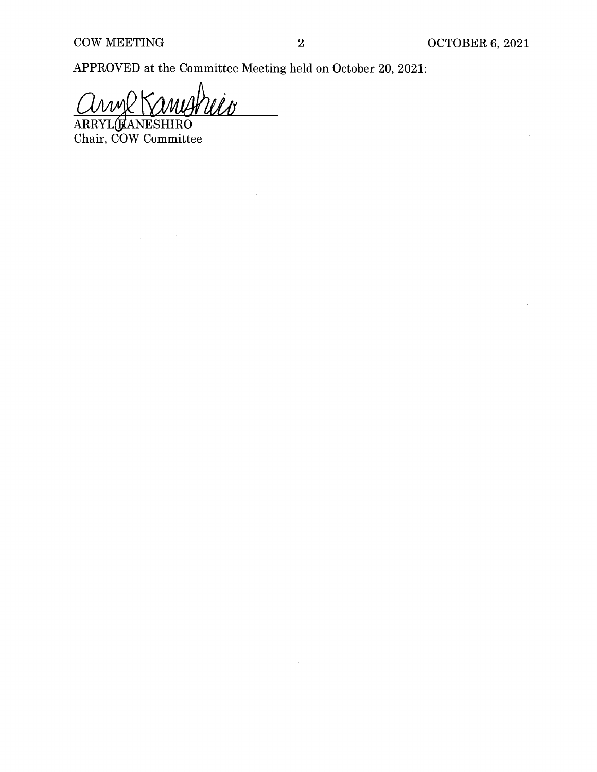APPROVED at the Committee Meeting held on October 20, 2021:

ARRYL KANESHIRO
Chair, COW Committee